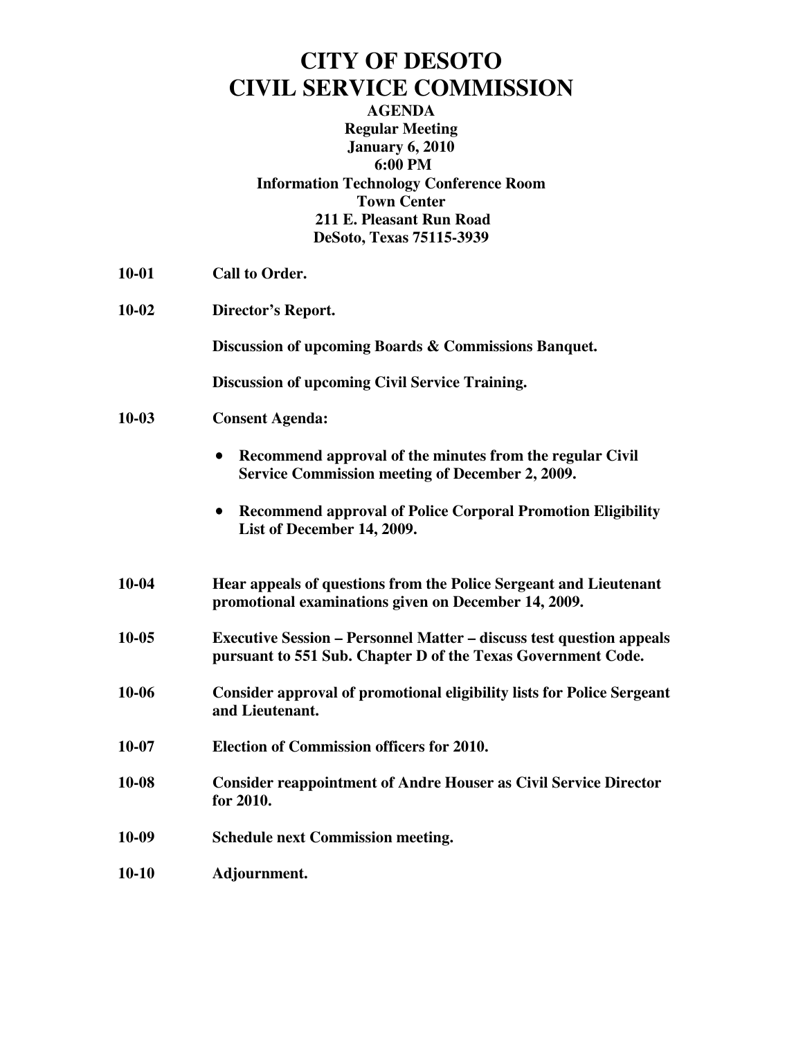# CITY OF DESOTO
# CIVIL SERVICE COMMISSION

**AGENDA**
**Regular Meeting**
**January 6, 2010**
**6:00 PM**
**Information Technology Conference Room**
**Town Center**
**211 E. Pleasant Run Road**
**DeSoto, Texas 75115-3939**

**10-01** **Call to Order.**

**10-02** **Director's Report.**

**Discussion of upcoming Boards & Commissions Banquet.**

**Discussion of upcoming Civil Service Training.**

**10-03** **Consent Agenda:**

- **Recommend approval of the minutes from the regular Civil Service Commission meeting of December 2, 2009.**
- **Recommend approval of Police Corporal Promotion Eligibility List of December 14, 2009.**

**10-04** **Hear appeals of questions from the Police Sergeant and Lieutenant promotional examinations given on December 14, 2009.**

**10-05** **Executive Session – Personnel Matter – discuss test question appeals pursuant to 551 Sub. Chapter D of the Texas Government Code.**

**10-06** **Consider approval of promotional eligibility lists for Police Sergeant and Lieutenant.**

**10-07** **Election of Commission officers for 2010.**

**10-08** **Consider reappointment of Andre Houser as Civil Service Director for 2010.**

**10-09** **Schedule next Commission meeting.**

**10-10** **Adjournment.**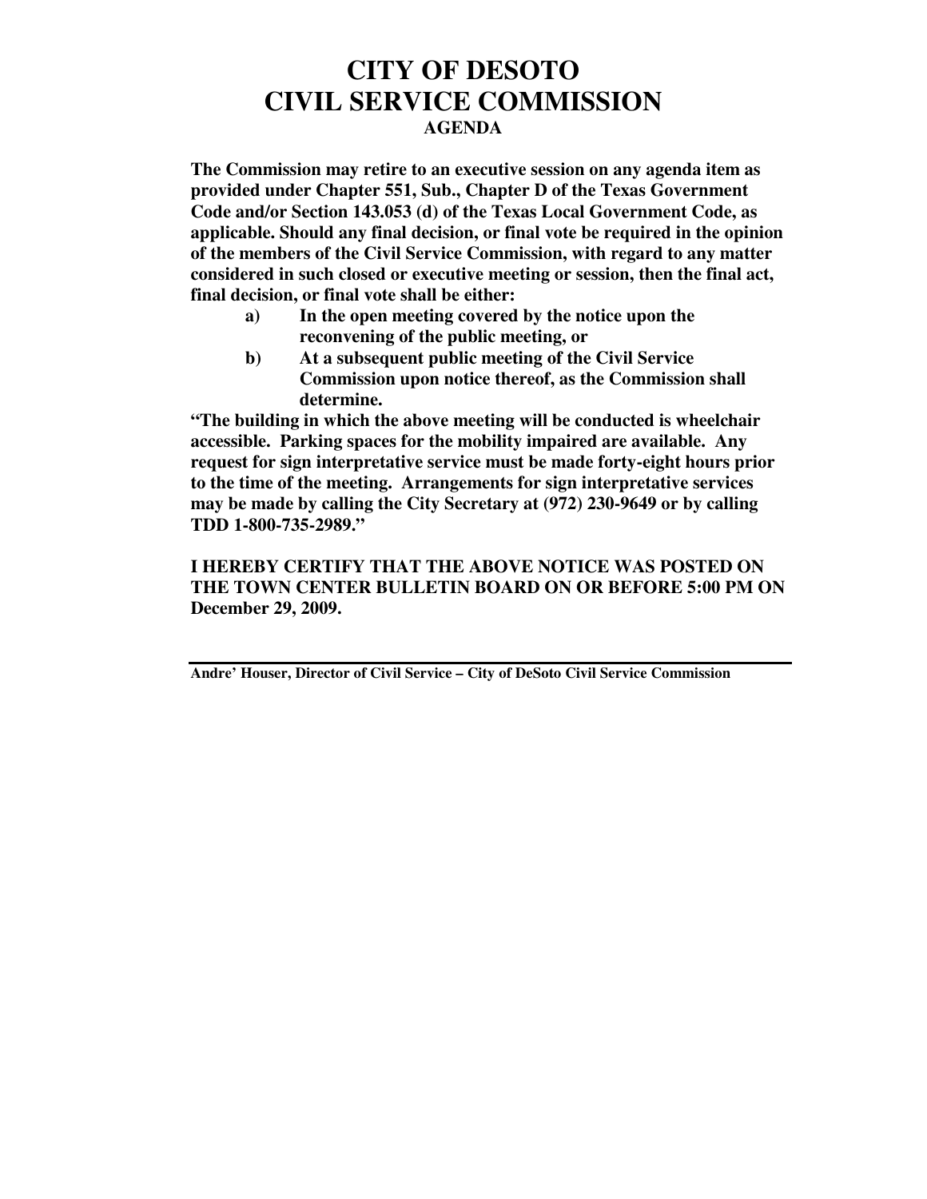# CITY OF DESOTO
# CIVIL SERVICE COMMISSION
### AGENDA

**The Commission may retire to an executive session on any agenda item as provided under Chapter 551, Sub., Chapter D of the Texas Government Code and/or Section 143.053 (d) of the Texas Local Government Code, as applicable. Should any final decision, or final vote be required in the opinion of the members of the Civil Service Commission, with regard to any matter considered in such closed or executive meeting or session, then the final act, final decision, or final vote shall be either:**

- **a) In the open meeting covered by the notice upon the reconvening of the public meeting, or**
- **b) At a subsequent public meeting of the Civil Service Commission upon notice thereof, as the Commission shall determine.**

**"The building in which the above meeting will be conducted is wheelchair accessible. Parking spaces for the mobility impaired are available. Any request for sign interpretative service must be made forty-eight hours prior to the time of the meeting. Arrangements for sign interpretative services may be made by calling the City Secretary at (972) 230-9649 or by calling TDD 1-800-735-2989."**

**I HEREBY CERTIFY THAT THE ABOVE NOTICE WAS POSTED ON THE TOWN CENTER BULLETIN BOARD ON OR BEFORE 5:00 PM ON December 29, 2009.**

---

**Andre' Houser, Director of Civil Service – City of DeSoto Civil Service Commission**